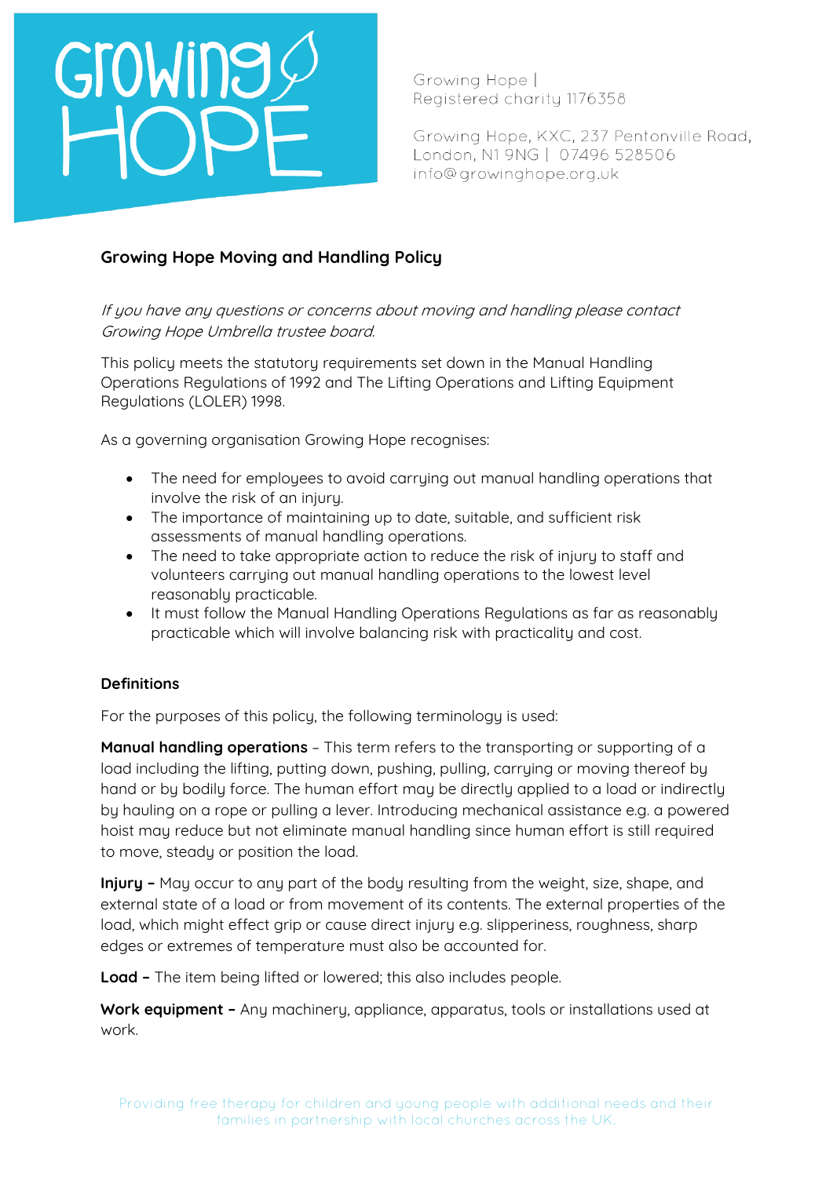Growing Hope |
Registered charity 1176358

Growing Hope, KXC, 237 Pentonville Road, London, N1 9NG | 07496 528506
info@growinghope.org.uk

# Growing Hope Moving and Handling Policy

*If you have any questions or concerns about moving and handling please contact Growing Hope Umbrella trustee board.*

This policy meets the statutory requirements set down in the Manual Handling Operations Regulations of 1992 and The Lifting Operations and Lifting Equipment Regulations (LOLER) 1998.

As a governing organisation Growing Hope recognises:

- The need for employees to avoid carrying out manual handling operations that involve the risk of an injury.
- The importance of maintaining up to date, suitable, and sufficient risk assessments of manual handling operations.
- The need to take appropriate action to reduce the risk of injury to staff and volunteers carrying out manual handling operations to the lowest level reasonably practicable.
- It must follow the Manual Handling Operations Regulations as far as reasonably practicable which will involve balancing risk with practicality and cost.

## Definitions

For the purposes of this policy, the following terminology is used:

**Manual handling operations** – This term refers to the transporting or supporting of a load including the lifting, putting down, pushing, pulling, carrying or moving thereof by hand or by bodily force. The human effort may be directly applied to a load or indirectly by hauling on a rope or pulling a lever. Introducing mechanical assistance e.g. a powered hoist may reduce but not eliminate manual handling since human effort is still required to move, steady or position the load.

**Injury –** May occur to any part of the body resulting from the weight, size, shape, and external state of a load or from movement of its contents. The external properties of the load, which might effect grip or cause direct injury e.g. slipperiness, roughness, sharp edges or extremes of temperature must also be accounted for.

**Load –** The item being lifted or lowered; this also includes people.

**Work equipment –** Any machinery, appliance, apparatus, tools or installations used at work.

Providing free therapy for children and young people with additional needs and their families in partnership with local churches across the UK.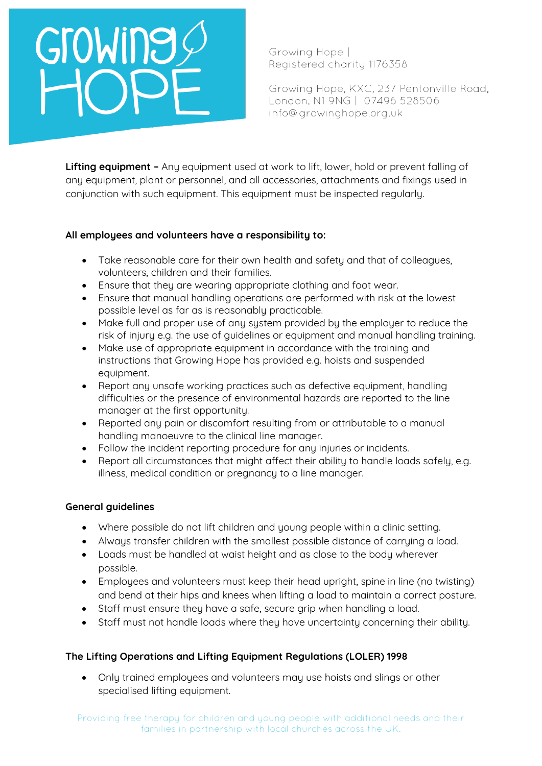**Lifting equipment –** Any equipment used at work to lift, lower, hold or prevent falling of any equipment, plant or personnel, and all accessories, attachments and fixings used in conjunction with such equipment. This equipment must be inspected regularly.

**All employees and volunteers have a responsibility to:**

- Take reasonable care for their own health and safety and that of colleagues, volunteers, children and their families.
- Ensure that they are wearing appropriate clothing and foot wear.
- Ensure that manual handling operations are performed with risk at the lowest possible level as far as is reasonably practicable.
- Make full and proper use of any system provided by the employer to reduce the risk of injury e.g. the use of guidelines or equipment and manual handling training.
- Make use of appropriate equipment in accordance with the training and instructions that Growing Hope has provided e.g. hoists and suspended equipment.
- Report any unsafe working practices such as defective equipment, handling difficulties or the presence of environmental hazards are reported to the line manager at the first opportunity.
- Reported any pain or discomfort resulting from or attributable to a manual handling manoeuvre to the clinical line manager.
- Follow the incident reporting procedure for any injuries or incidents.
- Report all circumstances that might affect their ability to handle loads safely, e.g. illness, medical condition or pregnancy to a line manager.

**General guidelines**

- Where possible do not lift children and young people within a clinic setting.
- Always transfer children with the smallest possible distance of carrying a load.
- Loads must be handled at waist height and as close to the body wherever possible.
- Employees and volunteers must keep their head upright, spine in line (no twisting) and bend at their hips and knees when lifting a load to maintain a correct posture.
- Staff must ensure they have a safe, secure grip when handling a load.
- Staff must not handle loads where they have uncertainty concerning their ability.

**The Lifting Operations and Lifting Equipment Regulations (LOLER) 1998**

- Only trained employees and volunteers may use hoists and slings or other specialised lifting equipment.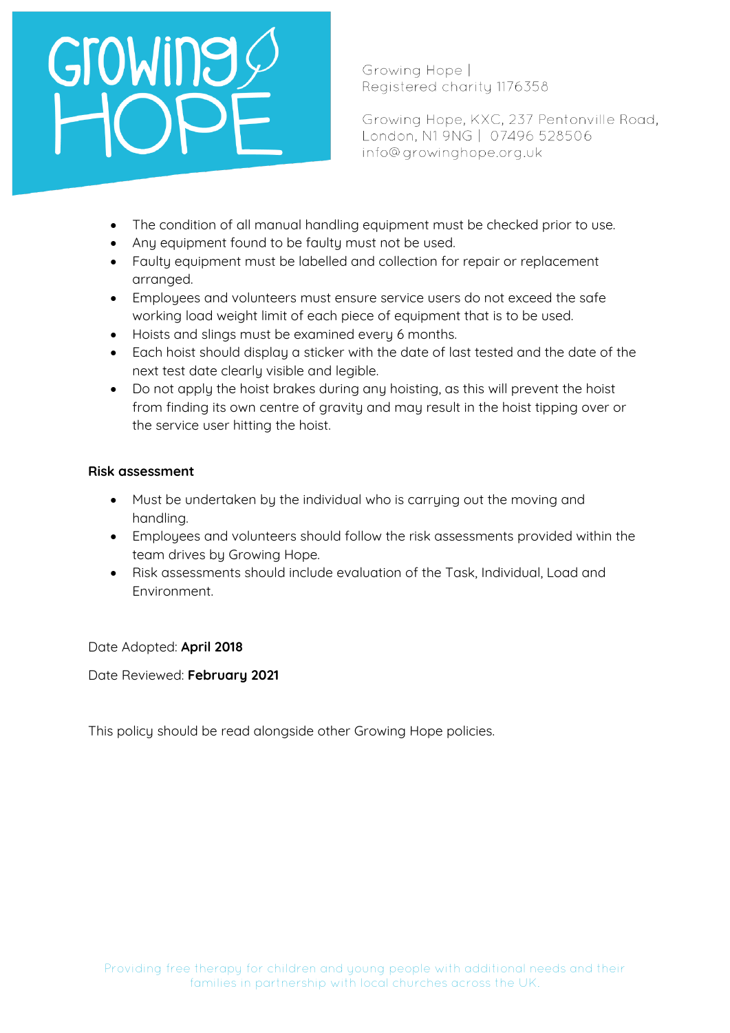- The condition of all manual handling equipment must be checked prior to use.
- Any equipment found to be faulty must not be used.
- Faulty equipment must be labelled and collection for repair or replacement arranged.
- Employees and volunteers must ensure service users do not exceed the safe working load weight limit of each piece of equipment that is to be used.
- Hoists and slings must be examined every 6 months.
- Each hoist should display a sticker with the date of last tested and the date of the next test date clearly visible and legible.
- Do not apply the hoist brakes during any hoisting, as this will prevent the hoist from finding its own centre of gravity and may result in the hoist tipping over or the service user hitting the hoist.

**Risk assessment**

- Must be undertaken by the individual who is carrying out the moving and handling.
- Employees and volunteers should follow the risk assessments provided within the team drives by Growing Hope.
- Risk assessments should include evaluation of the Task, Individual, Load and Environment.

Date Adopted: **April 2018**

Date Reviewed: **February 2021**

This policy should be read alongside other Growing Hope policies.